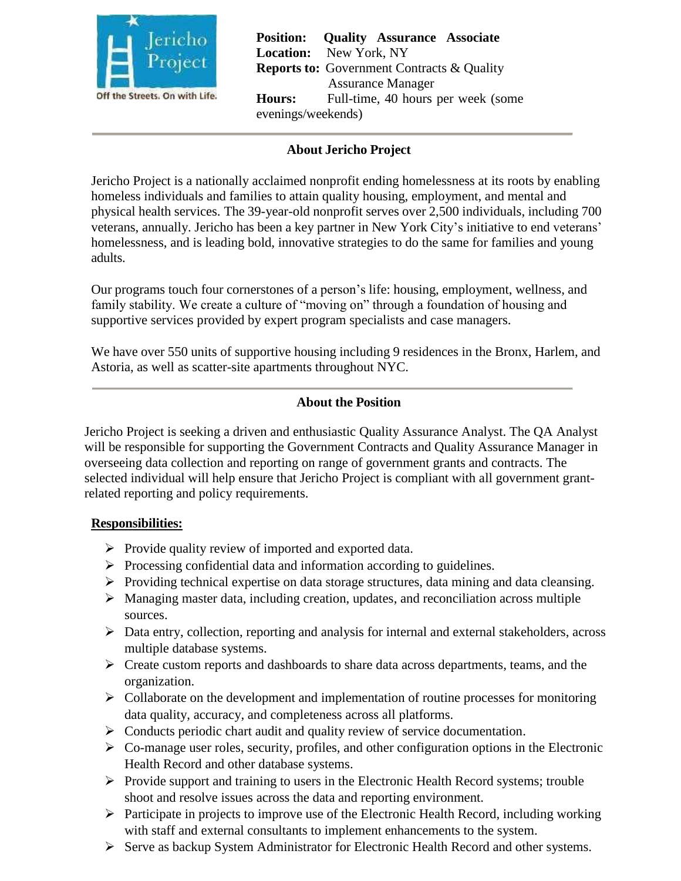Jericho Project

Off the Streets. On with Life.

**Position:** **Quality Assurance Associate**
**Location:** New York, NY
**Reports to:** Government Contracts & Quality Assurance Manager
**Hours:** Full-time, 40 hours per week (some evenings/weekends)

## About Jericho Project

Jericho Project is a nationally acclaimed nonprofit ending homelessness at its roots by enabling homeless individuals and families to attain quality housing, employment, and mental and physical health services. The 39-year-old nonprofit serves over 2,500 individuals, including 700 veterans, annually. Jericho has been a key partner in New York City's initiative to end veterans' homelessness, and is leading bold, innovative strategies to do the same for families and young adults.

Our programs touch four cornerstones of a person's life: housing, employment, wellness, and family stability. We create a culture of "moving on" through a foundation of housing and supportive services provided by expert program specialists and case managers.

We have over 550 units of supportive housing including 9 residences in the Bronx, Harlem, and Astoria, as well as scatter-site apartments throughout NYC.

## About the Position

Jericho Project is seeking a driven and enthusiastic Quality Assurance Analyst. The QA Analyst will be responsible for supporting the Government Contracts and Quality Assurance Manager in overseeing data collection and reporting on range of government grants and contracts. The selected individual will help ensure that Jericho Project is compliant with all government grant-related reporting and policy requirements.

**Responsibilities:**

- Provide quality review of imported and exported data.
- Processing confidential data and information according to guidelines.
- Providing technical expertise on data storage structures, data mining and data cleansing.
- Managing master data, including creation, updates, and reconciliation across multiple sources.
- Data entry, collection, reporting and analysis for internal and external stakeholders, across multiple database systems.
- Create custom reports and dashboards to share data across departments, teams, and the organization.
- Collaborate on the development and implementation of routine processes for monitoring data quality, accuracy, and completeness across all platforms.
- Conducts periodic chart audit and quality review of service documentation.
- Co-manage user roles, security, profiles, and other configuration options in the Electronic Health Record and other database systems.
- Provide support and training to users in the Electronic Health Record systems; trouble shoot and resolve issues across the data and reporting environment.
- Participate in projects to improve use of the Electronic Health Record, including working with staff and external consultants to implement enhancements to the system.
- Serve as backup System Administrator for Electronic Health Record and other systems.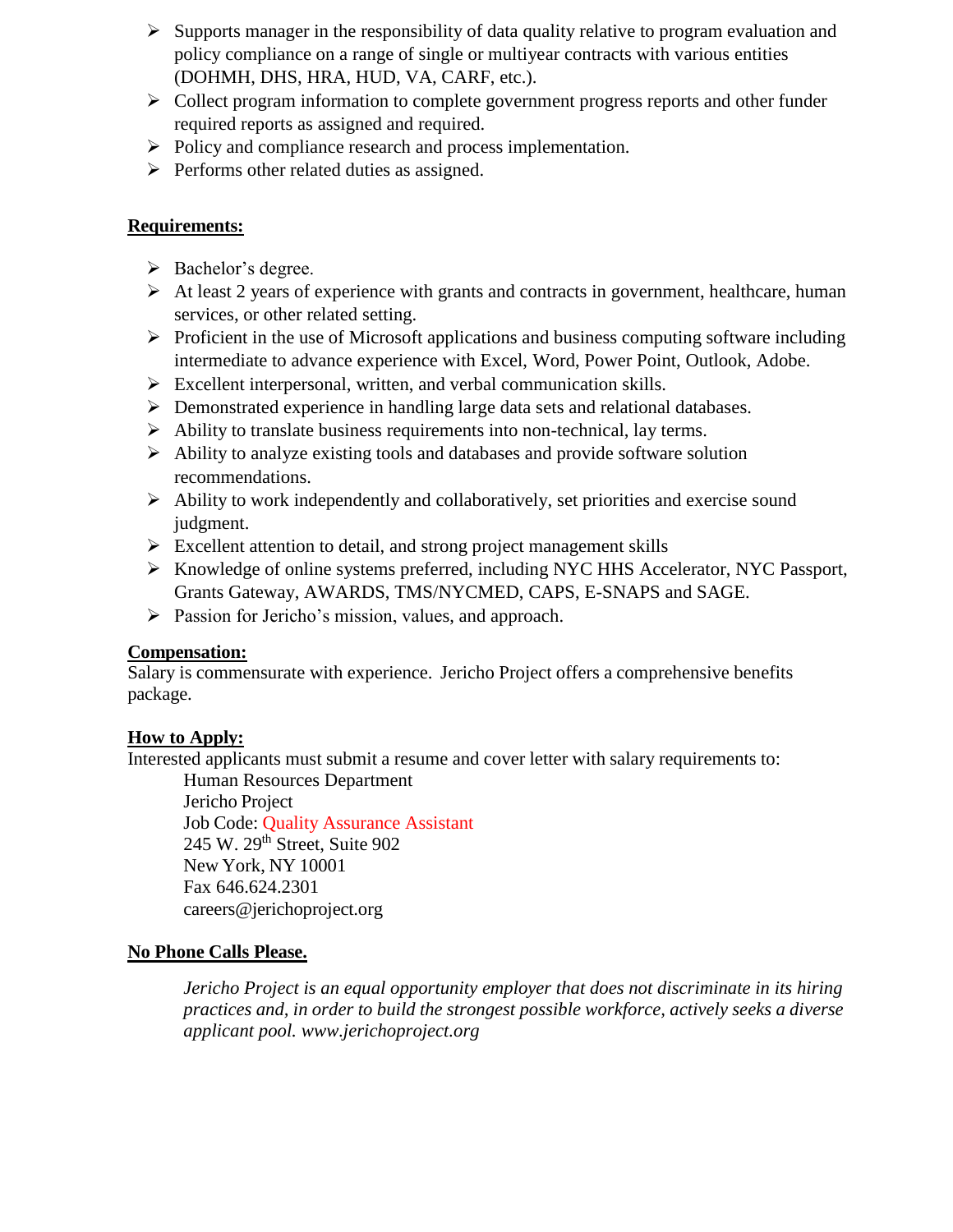- Supports manager in the responsibility of data quality relative to program evaluation and policy compliance on a range of single or multiyear contracts with various entities (DOHMH, DHS, HRA, HUD, VA, CARF, etc.).
- Collect program information to complete government progress reports and other funder required reports as assigned and required.
- Policy and compliance research and process implementation.
- Performs other related duties as assigned.

**Requirements:**

- Bachelor's degree.
- At least 2 years of experience with grants and contracts in government, healthcare, human services, or other related setting.
- Proficient in the use of Microsoft applications and business computing software including intermediate to advance experience with Excel, Word, Power Point, Outlook, Adobe.
- Excellent interpersonal, written, and verbal communication skills.
- Demonstrated experience in handling large data sets and relational databases.
- Ability to translate business requirements into non-technical, lay terms.
- Ability to analyze existing tools and databases and provide software solution recommendations.
- Ability to work independently and collaboratively, set priorities and exercise sound judgment.
- Excellent attention to detail, and strong project management skills
- Knowledge of online systems preferred, including NYC HHS Accelerator, NYC Passport, Grants Gateway, AWARDS, TMS/NYCMED, CAPS, E-SNAPS and SAGE.
- Passion for Jericho's mission, values, and approach.

**Compensation:**
Salary is commensurate with experience. Jericho Project offers a comprehensive benefits package.

**How to Apply:**
Interested applicants must submit a resume and cover letter with salary requirements to:

Human Resources Department
Jericho Project
Job Code: Quality Assurance Assistant
245 W. 29th Street, Suite 902
New York, NY 10001
Fax 646.624.2301
careers@jerichoproject.org

**No Phone Calls Please.**

*Jericho Project is an equal opportunity employer that does not discriminate in its hiring practices and, in order to build the strongest possible workforce, actively seeks a diverse applicant pool. www.jerichoproject.org*